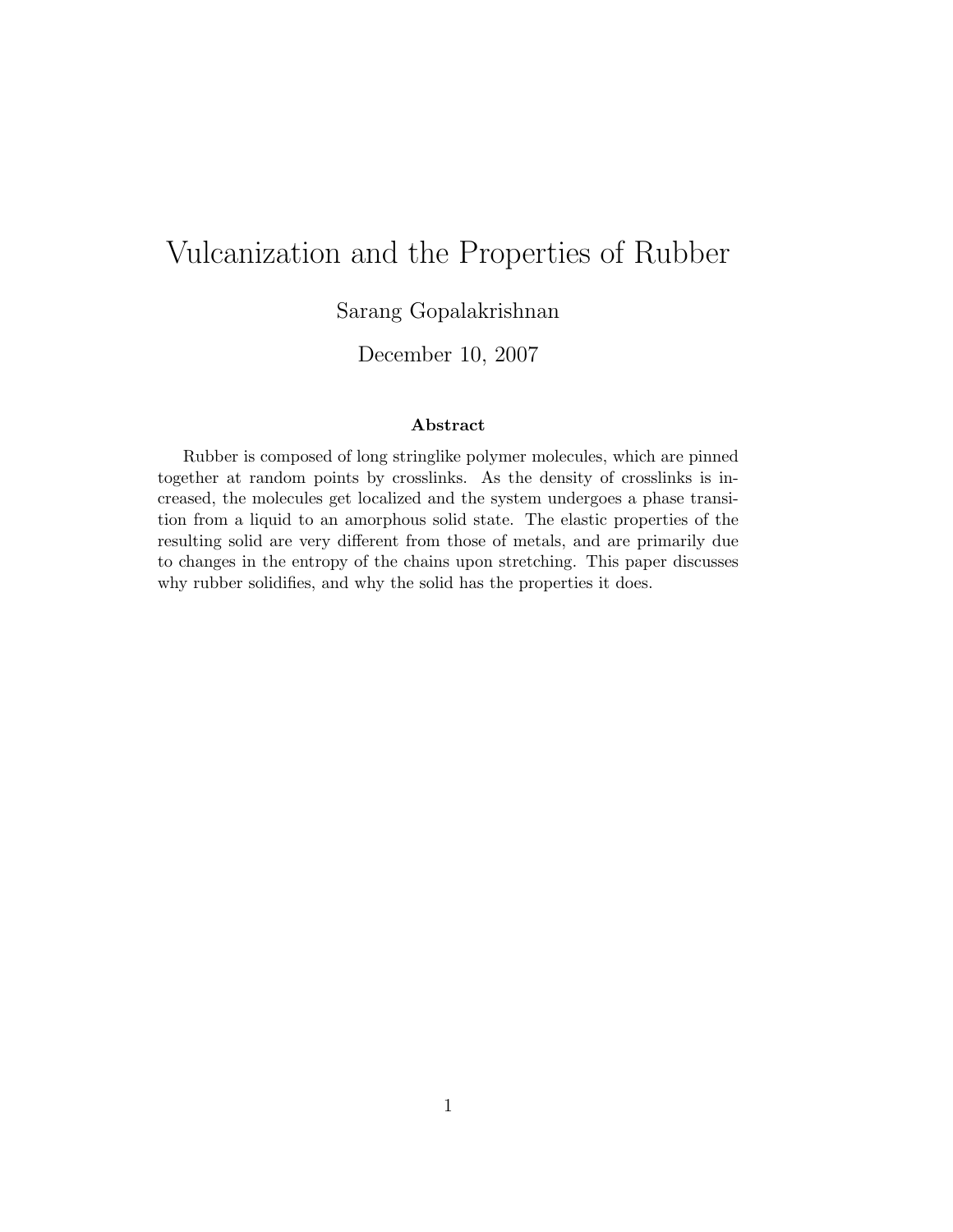# Vulcanization and the Properties of Rubber

Sarang Gopalakrishnan

December 10, 2007

**Abstract**

Rubber is composed of long stringlike polymer molecules, which are pinned together at random points by crosslinks. As the density of crosslinks is increased, the molecules get localized and the system undergoes a phase transition from a liquid to an amorphous solid state. The elastic properties of the resulting solid are very different from those of metals, and are primarily due to changes in the entropy of the chains upon stretching. This paper discusses why rubber solidifies, and why the solid has the properties it does.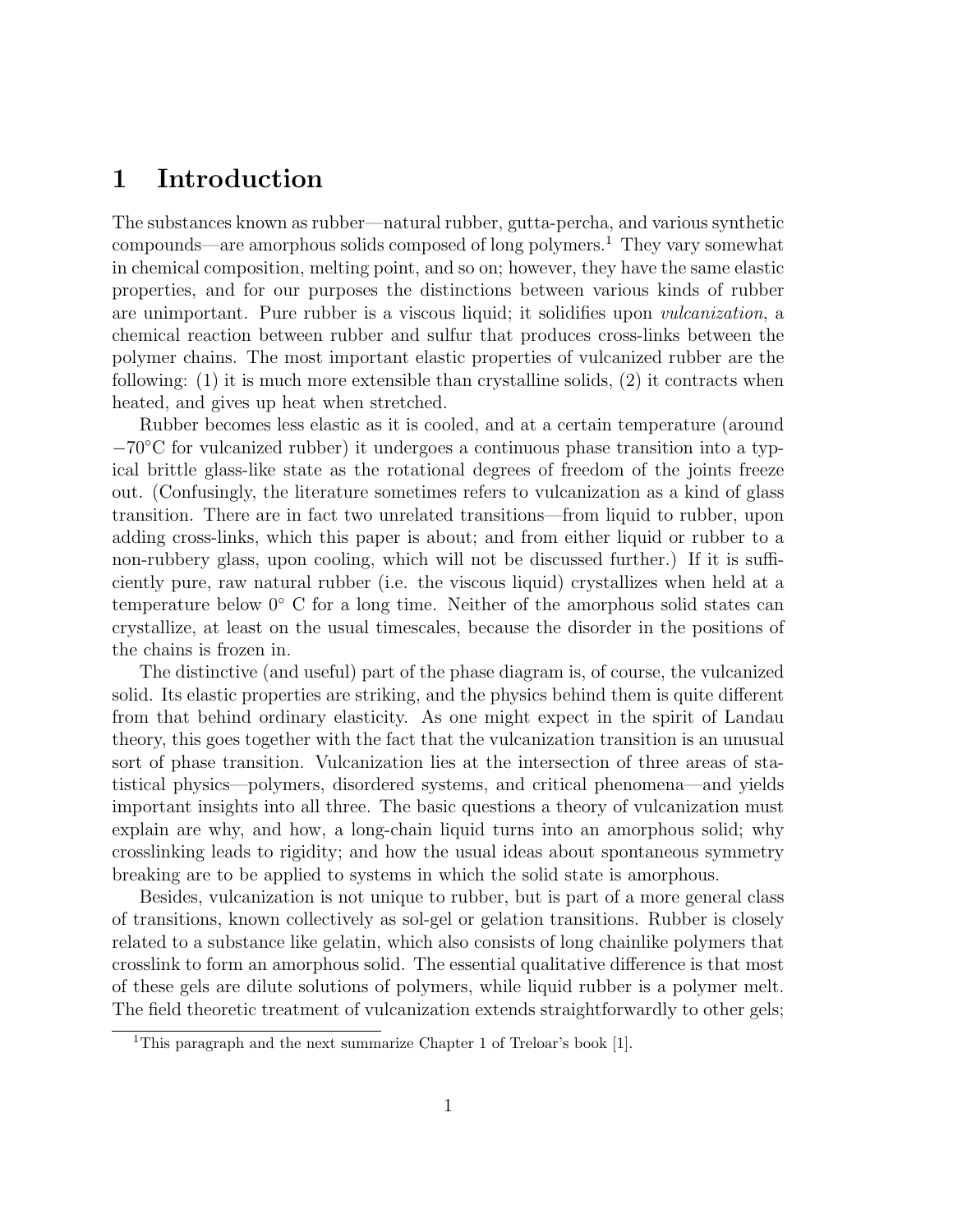# 1 Introduction

The substances known as rubber—natural rubber, gutta-percha, and various synthetic compounds—are amorphous solids composed of long polymers.[1] They vary somewhat in chemical composition, melting point, and so on; however, they have the same elastic properties, and for our purposes the distinctions between various kinds of rubber are unimportant. Pure rubber is a viscous liquid; it solidifies upon *vulcanization*, a chemical reaction between rubber and sulfur that produces cross-links between the polymer chains. The most important elastic properties of vulcanized rubber are the following: (1) it is much more extensible than crystalline solids, (2) it contracts when heated, and gives up heat when stretched.

Rubber becomes less elastic as it is cooled, and at a certain temperature (around $-70^{\circ}$C for vulcanized rubber) it undergoes a continuous phase transition into a typical brittle glass-like state as the rotational degrees of freedom of the joints freeze out. (Confusingly, the literature sometimes refers to vulcanization as a kind of glass transition. There are in fact two unrelated transitions—from liquid to rubber, upon adding cross-links, which this paper is about; and from either liquid or rubber to a non-rubbery glass, upon cooling, which will not be discussed further.) If it is sufficiently pure, raw natural rubber (i.e. the viscous liquid) crystallizes when held at a temperature below $0^{\circ}$ C for a long time. Neither of the amorphous solid states can crystallize, at least on the usual timescales, because the disorder in the positions of the chains is frozen in.

The distinctive (and useful) part of the phase diagram is, of course, the vulcanized solid. Its elastic properties are striking, and the physics behind them is quite different from that behind ordinary elasticity. As one might expect in the spirit of Landau theory, this goes together with the fact that the vulcanization transition is an unusual sort of phase transition. Vulcanization lies at the intersection of three areas of statistical physics—polymers, disordered systems, and critical phenomena—and yields important insights into all three. The basic questions a theory of vulcanization must explain are why, and how, a long-chain liquid turns into an amorphous solid; why crosslinking leads to rigidity; and how the usual ideas about spontaneous symmetry breaking are to be applied to systems in which the solid state is amorphous.

Besides, vulcanization is not unique to rubber, but is part of a more general class of transitions, known collectively as sol-gel or gelation transitions. Rubber is closely related to a substance like gelatin, which also consists of long chainlike polymers that crosslink to form an amorphous solid. The essential qualitative difference is that most of these gels are dilute solutions of polymers, while liquid rubber is a polymer melt. The field theoretic treatment of vulcanization extends straightforwardly to other gels;

[1] This paragraph and the next summarize Chapter 1 of Treloar's book [1].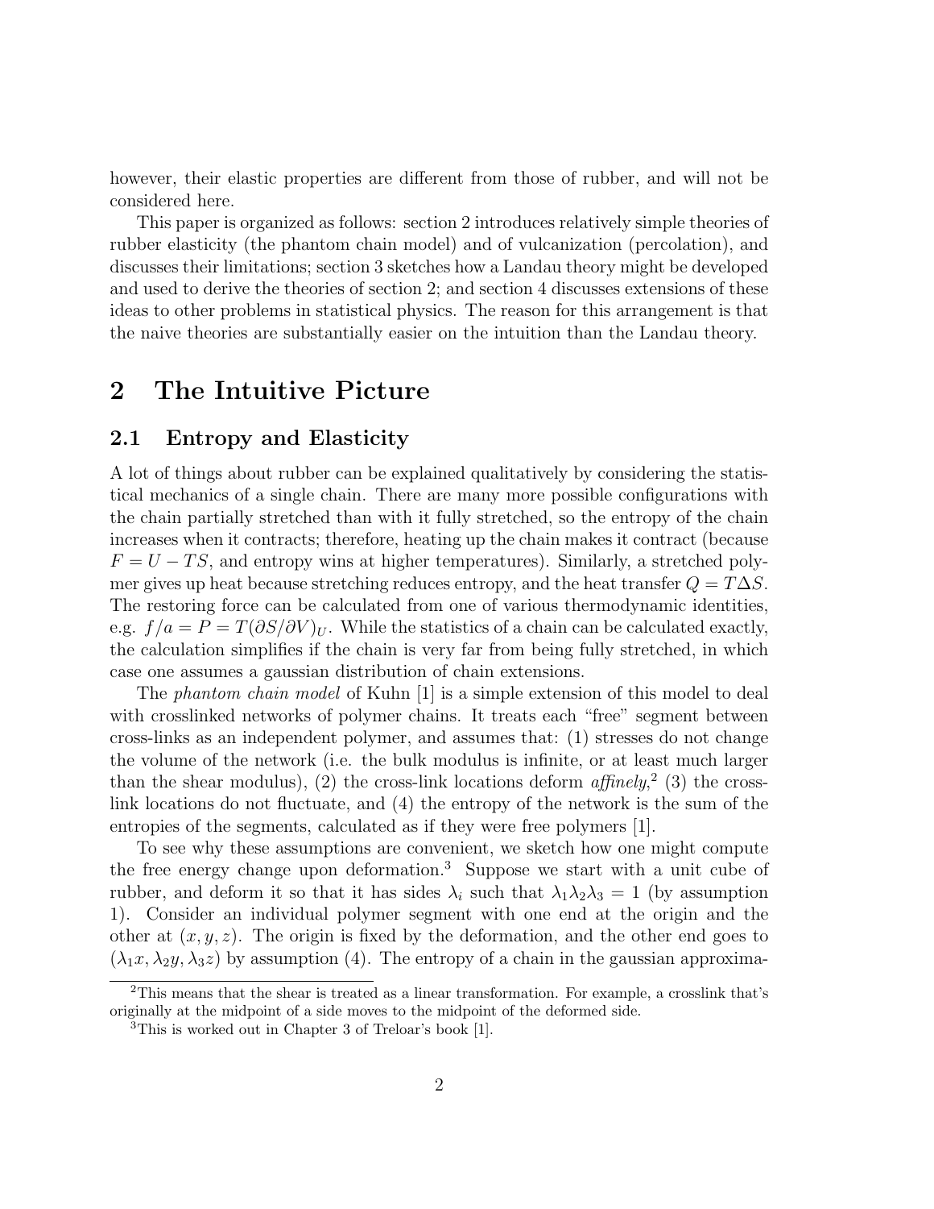however, their elastic properties are different from those of rubber, and will not be considered here.

This paper is organized as follows: section 2 introduces relatively simple theories of rubber elasticity (the phantom chain model) and of vulcanization (percolation), and discusses their limitations; section 3 sketches how a Landau theory might be developed and used to derive the theories of section 2; and section 4 discusses extensions of these ideas to other problems in statistical physics. The reason for this arrangement is that the naive theories are substantially easier on the intuition than the Landau theory.

# 2 The Intuitive Picture

## 2.1 Entropy and Elasticity

A lot of things about rubber can be explained qualitatively by considering the statistical mechanics of a single chain. There are many more possible configurations with the chain partially stretched than with it fully stretched, so the entropy of the chain increases when it contracts; therefore, heating up the chain makes it contract (because $F = U - TS$, and entropy wins at higher temperatures). Similarly, a stretched polymer gives up heat because stretching reduces entropy, and the heat transfer $Q = T\Delta S$. The restoring force can be calculated from one of various thermodynamic identities, e.g. $f/a = P = T(\partial S/\partial V)_U$. While the statistics of a chain can be calculated exactly, the calculation simplifies if the chain is very far from being fully stretched, in which case one assumes a gaussian distribution of chain extensions.

The *phantom chain model* of Kuhn [1] is a simple extension of this model to deal with crosslinked networks of polymer chains. It treats each "free" segment between cross-links as an independent polymer, and assumes that: (1) stresses do not change the volume of the network (i.e. the bulk modulus is infinite, or at least much larger than the shear modulus), (2) the cross-link locations deform *affinely*,[2] (3) the cross-link locations do not fluctuate, and (4) the entropy of the network is the sum of the entropies of the segments, calculated as if they were free polymers [1].

To see why these assumptions are convenient, we sketch how one might compute the free energy change upon deformation.[3] Suppose we start with a unit cube of rubber, and deform it so that it has sides $\lambda_i$ such that $\lambda_1\lambda_2\lambda_3 = 1$ (by assumption 1). Consider an individual polymer segment with one end at the origin and the other at $(x, y, z)$. The origin is fixed by the deformation, and the other end goes to $(\lambda_1 x, \lambda_2 y, \lambda_3 z)$ by assumption (4). The entropy of a chain in the gaussian approxima-

[2] This means that the shear is treated as a linear transformation. For example, a crosslink that's originally at the midpoint of a side moves to the midpoint of the deformed side.

[3] This is worked out in Chapter 3 of Treloar's book [1].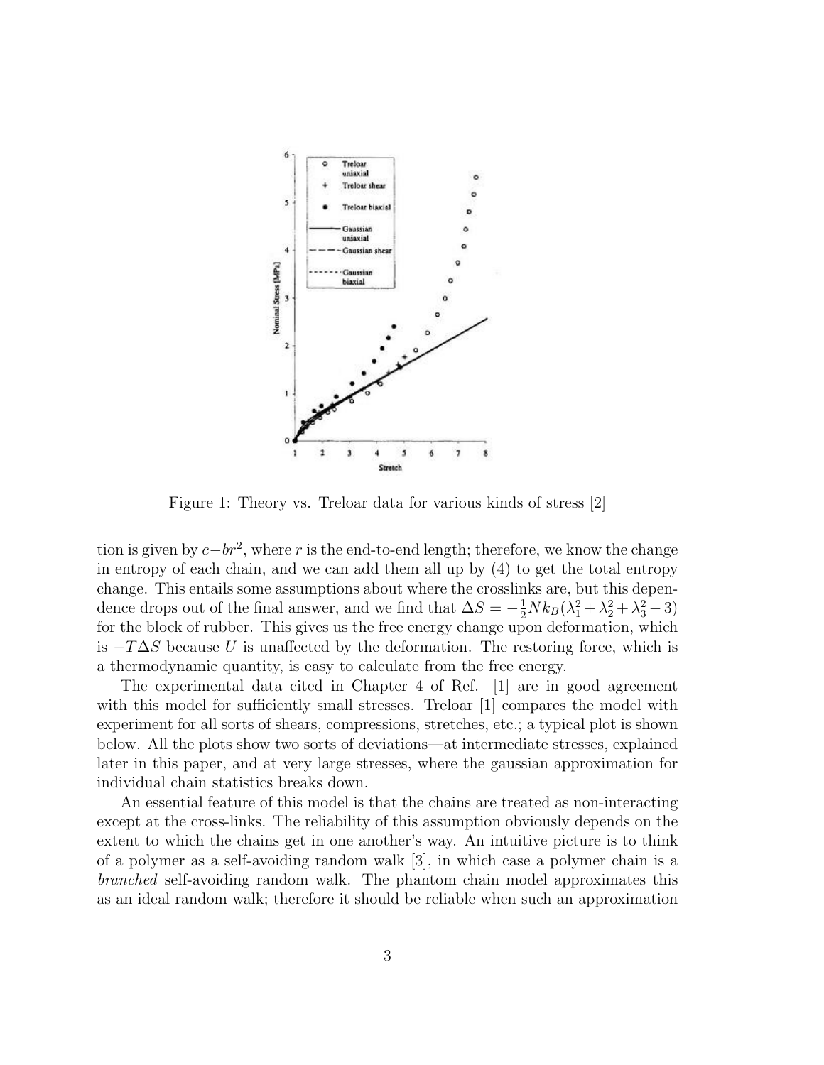Figure 1: Theory vs. Treloar data for various kinds of stress [2]

tion is given by $c - br^2$, where $r$ is the end-to-end length; therefore, we know the change in entropy of each chain, and we can add them all up by (4) to get the total entropy change. This entails some assumptions about where the crosslinks are, but this dependence drops out of the final answer, and we find that $\Delta S = -\frac{1}{2} N k_B (\lambda_1^2 + \lambda_2^2 + \lambda_3^2 - 3)$ for the block of rubber. This gives us the free energy change upon deformation, which is $-T\Delta S$ because $U$ is unaffected by the deformation. The restoring force, which is a thermodynamic quantity, is easy to calculate from the free energy.

The experimental data cited in Chapter 4 of Ref. [1] are in good agreement with this model for sufficiently small stresses. Treloar [1] compares the model with experiment for all sorts of shears, compressions, stretches, etc.; a typical plot is shown below. All the plots show two sorts of deviations—at intermediate stresses, explained later in this paper, and at very large stresses, where the gaussian approximation for individual chain statistics breaks down.

An essential feature of this model is that the chains are treated as non-interacting except at the cross-links. The reliability of this assumption obviously depends on the extent to which the chains get in one another's way. An intuitive picture is to think of a polymer as a self-avoiding random walk [3], in which case a polymer chain is a *branched* self-avoiding random walk. The phantom chain model approximates this as an ideal random walk; therefore it should be reliable when such an approximation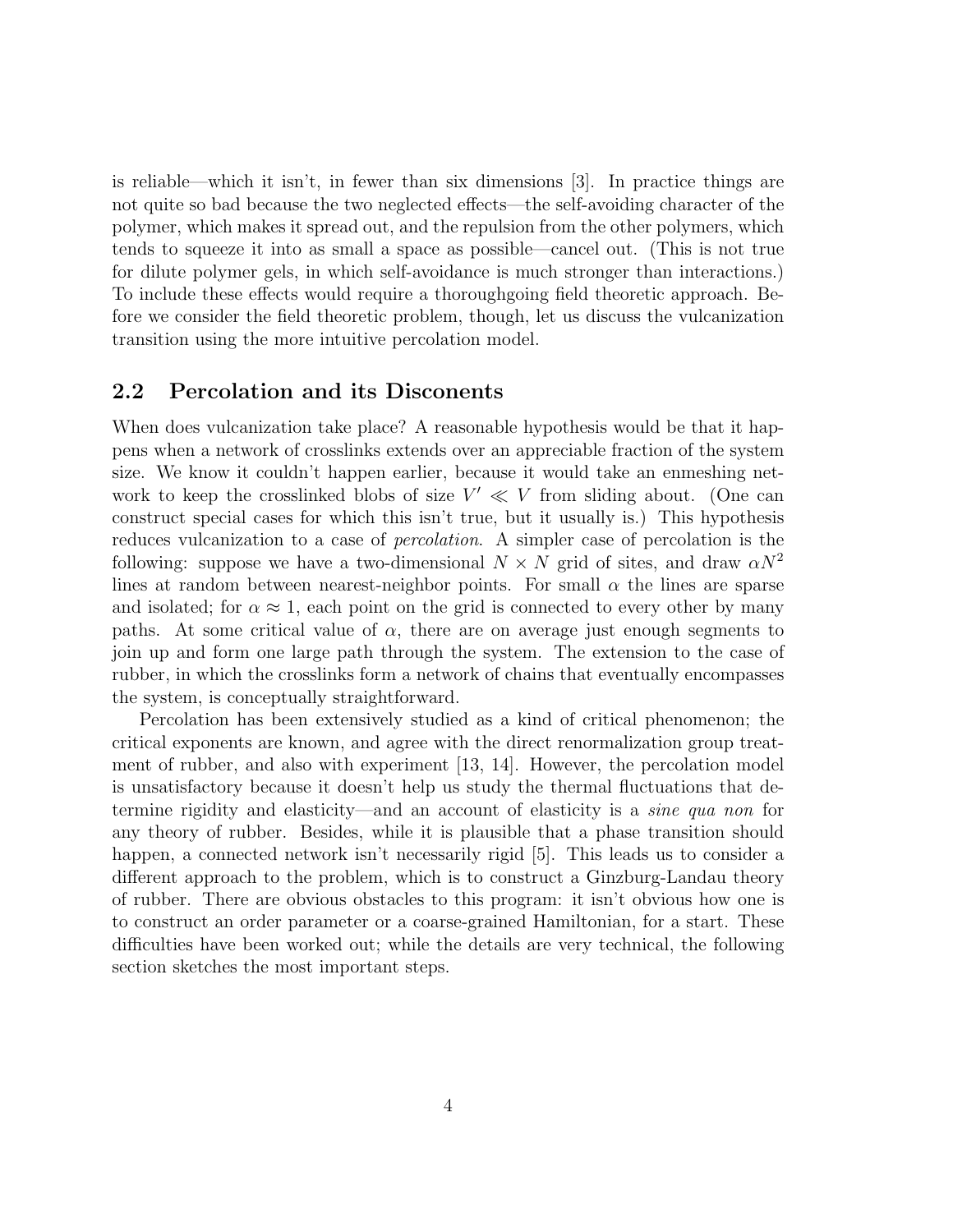is reliable—which it isn't, in fewer than six dimensions [3]. In practice things are not quite so bad because the two neglected effects—the self-avoiding character of the polymer, which makes it spread out, and the repulsion from the other polymers, which tends to squeeze it into as small a space as possible—cancel out. (This is not true for dilute polymer gels, in which self-avoidance is much stronger than interactions.) To include these effects would require a thoroughgoing field theoretic approach. Before we consider the field theoretic problem, though, let us discuss the vulcanization transition using the more intuitive percolation model.

## 2.2 Percolation and its Disconents

When does vulcanization take place? A reasonable hypothesis would be that it happens when a network of crosslinks extends over an appreciable fraction of the system size. We know it couldn't happen earlier, because it would take an enmeshing network to keep the crosslinked blobs of size $V' \ll V$ from sliding about. (One can construct special cases for which this isn't true, but it usually is.) This hypothesis reduces vulcanization to a case of *percolation*. A simpler case of percolation is the following: suppose we have a two-dimensional $N \times N$ grid of sites, and draw $\alpha N^2$ lines at random between nearest-neighbor points. For small $\alpha$ the lines are sparse and isolated; for $\alpha \approx 1$, each point on the grid is connected to every other by many paths. At some critical value of $\alpha$, there are on average just enough segments to join up and form one large path through the system. The extension to the case of rubber, in which the crosslinks form a network of chains that eventually encompasses the system, is conceptually straightforward.

Percolation has been extensively studied as a kind of critical phenomenon; the critical exponents are known, and agree with the direct renormalization group treatment of rubber, and also with experiment [13, 14]. However, the percolation model is unsatisfactory because it doesn't help us study the thermal fluctuations that determine rigidity and elasticity—and an account of elasticity is a *sine qua non* for any theory of rubber. Besides, while it is plausible that a phase transition should happen, a connected network isn't necessarily rigid [5]. This leads us to consider a different approach to the problem, which is to construct a Ginzburg-Landau theory of rubber. There are obvious obstacles to this program: it isn't obvious how one is to construct an order parameter or a coarse-grained Hamiltonian, for a start. These difficulties have been worked out; while the details are very technical, the following section sketches the most important steps.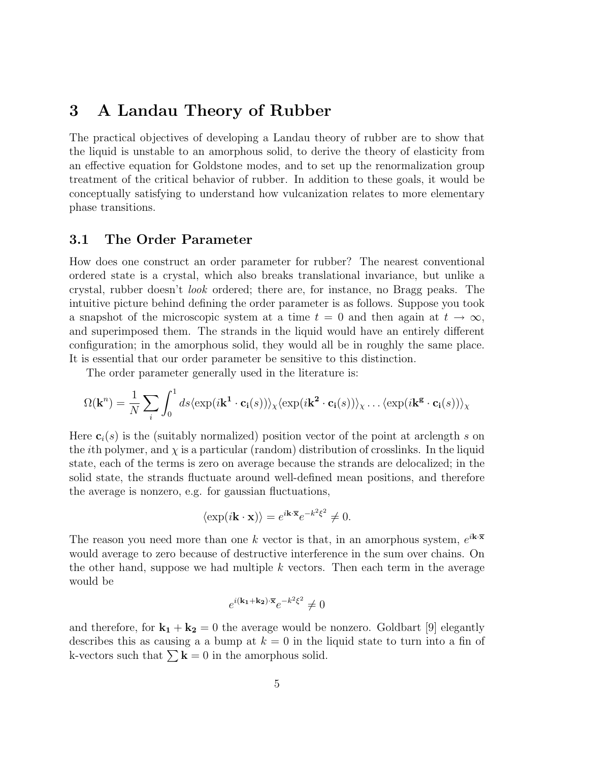# 3 A Landau Theory of Rubber

The practical objectives of developing a Landau theory of rubber are to show that the liquid is unstable to an amorphous solid, to derive the theory of elasticity from an effective equation for Goldstone modes, and to set up the renormalization group treatment of the critical behavior of rubber. In addition to these goals, it would be conceptually satisfying to understand how vulcanization relates to more elementary phase transitions.

## 3.1 The Order Parameter

How does one construct an order parameter for rubber? The nearest conventional ordered state is a crystal, which also breaks translational invariance, but unlike a crystal, rubber doesn't *look* ordered; there are, for instance, no Bragg peaks. The intuitive picture behind defining the order parameter is as follows. Suppose you took a snapshot of the microscopic system at a time $t = 0$ and then again at $t \to \infty$, and superimposed them. The strands in the liquid would have an entirely different configuration; in the amorphous solid, they would all be in roughly the same place. It is essential that our order parameter be sensitive to this distinction.

The order parameter generally used in the literature is:

$$\Omega(\mathbf{k}^n) = \frac{1}{N}\sum_i \int_0^1 ds \langle \exp(i\mathbf{k^1}\cdot\mathbf{c_i}(s))\rangle_\chi \langle \exp(i\mathbf{k^2}\cdot\mathbf{c_i}(s))\rangle_\chi \ldots \langle \exp(i\mathbf{k^g}\cdot\mathbf{c_i}(s))\rangle_\chi$$

Here $\mathbf{c}_i(s)$ is the (suitably normalized) position vector of the point at arclength $s$ on the $i$th polymer, and $\chi$ is a particular (random) distribution of crosslinks. In the liquid state, each of the terms is zero on average because the strands are delocalized; in the solid state, the strands fluctuate around well-defined mean positions, and therefore the average is nonzero, e.g. for gaussian fluctuations,

$$\langle \exp(i\mathbf{k}\cdot\mathbf{x})\rangle = e^{i\mathbf{k}\cdot\overline{\mathbf{x}}}e^{-k^2\xi^2} \neq 0.$$

The reason you need more than one $k$ vector is that, in an amorphous system, $e^{i\mathbf{k}\cdot\overline{\mathbf{x}}}$ would average to zero because of destructive interference in the sum over chains. On the other hand, suppose we had multiple $k$ vectors. Then each term in the average would be

$$e^{i(\mathbf{k_1}+\mathbf{k_2})\cdot\overline{\mathbf{x}}}e^{-k^2\xi^2} \neq 0$$

and therefore, for $\mathbf{k_1}+\mathbf{k_2} = 0$ the average would be nonzero. Goldbart [9] elegantly describes this as causing a a bump at $k = 0$ in the liquid state to turn into a fin of k-vectors such that $\sum \mathbf{k} = 0$ in the amorphous solid.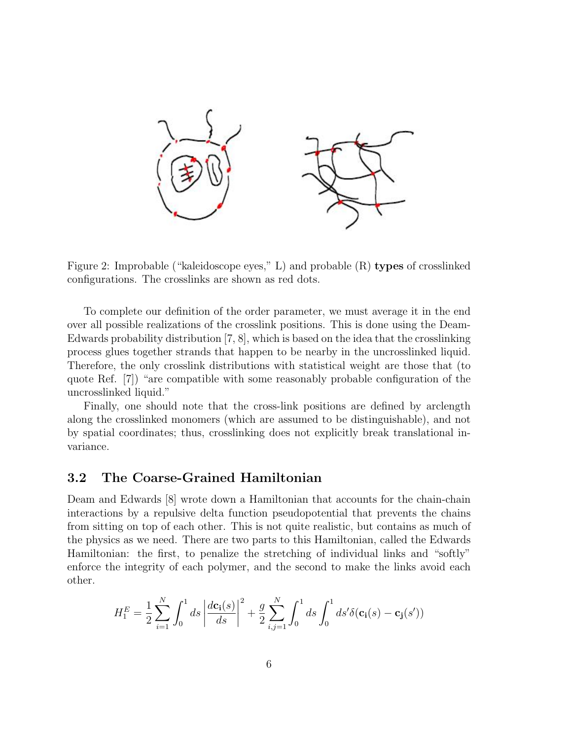Figure 2: Improbable ("kaleidoscope eyes," L) and probable (R) **types** of crosslinked configurations. The crosslinks are shown as red dots.

To complete our definition of the order parameter, we must average it in the end over all possible realizations of the crosslink positions. This is done using the Deam-Edwards probability distribution [7, 8], which is based on the idea that the crosslinking process glues together strands that happen to be nearby in the uncrosslinked liquid. Therefore, the only crosslink distributions with statistical weight are those that (to quote Ref. [7]) "are compatible with some reasonably probable configuration of the uncrosslinked liquid."

Finally, one should note that the cross-link positions are defined by arclength along the crosslinked monomers (which are assumed to be distinguishable), and not by spatial coordinates; thus, crosslinking does not explicitly break translational invariance.

## 3.2 The Coarse-Grained Hamiltonian

Deam and Edwards [8] wrote down a Hamiltonian that accounts for the chain-chain interactions by a repulsive delta function pseudopotential that prevents the chains from sitting on top of each other. This is not quite realistic, but contains as much of the physics as we need. There are two parts to this Hamiltonian, called the Edwards Hamiltonian: the first, to penalize the stretching of individual links and "softly" enforce the integrity of each polymer, and the second to make the links avoid each other.

$$H_1^E = \frac{1}{2}\sum_{i=1}^{N}\int_0^1 ds \left|\frac{d\mathbf{c_i}(s)}{ds}\right|^2 + \frac{g}{2}\sum_{i,j=1}^{N}\int_0^1 ds \int_0^1 ds' \delta(\mathbf{c_i}(s) - \mathbf{c_j}(s'))$$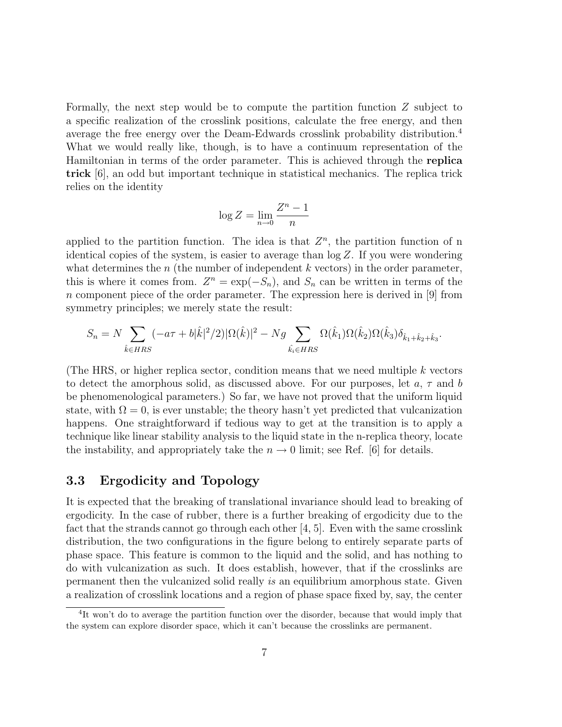Formally, the next step would be to compute the partition function $Z$ subject to a specific realization of the crosslink positions, calculate the free energy, and then average the free energy over the Deam-Edwards crosslink probability distribution.[4] What we would really like, though, is to have a continuum representation of the Hamiltonian in terms of the order parameter. This is achieved through the **replica trick** [6], an odd but important technique in statistical mechanics. The replica trick relies on the identity

$$\log Z = \lim_{n \to 0} \frac{Z^n - 1}{n}$$

applied to the partition function. The idea is that $Z^n$, the partition function of n identical copies of the system, is easier to average than $\log Z$. If you were wondering what determines the $n$ (the number of independent $k$ vectors) in the order parameter, this is where it comes from. $Z^n = \exp(-S_n)$, and $S_n$ can be written in terms of the $n$ component piece of the order parameter. The expression here is derived in [9] from symmetry principles; we merely state the result:

$$S_n = N \sum_{\hat{k} \in HRS} (-a\tau + b|\hat{k}|^2/2)|\Omega(\hat{k})|^2 - Ng \sum_{\hat{k}_i \in HRS} \Omega(\hat{k}_1)\Omega(\hat{k}_2)\Omega(\hat{k}_3)\delta_{\hat{k}_1+\hat{k}_2+\hat{k}_3}.$$

(The HRS, or higher replica sector, condition means that we need multiple $k$ vectors to detect the amorphous solid, as discussed above. For our purposes, let $a$, $\tau$ and $b$ be phenomenological parameters.) So far, we have not proved that the uniform liquid state, with $\Omega = 0$, is ever unstable; the theory hasn't yet predicted that vulcanization happens. One straightforward if tedious way to get at the transition is to apply a technique like linear stability analysis to the liquid state in the n-replica theory, locate the instability, and appropriately take the $n \to 0$ limit; see Ref. [6] for details.

### 3.3 Ergodicity and Topology

It is expected that the breaking of translational invariance should lead to breaking of ergodicity. In the case of rubber, there is a further breaking of ergodicity due to the fact that the strands cannot go through each other [4, 5]. Even with the same crosslink distribution, the two configurations in the figure belong to entirely separate parts of phase space. This feature is common to the liquid and the solid, and has nothing to do with vulcanization as such. It does establish, however, that if the crosslinks are permanent then the vulcanized solid really *is* an equilibrium amorphous state. Given a realization of crosslink locations and a region of phase space fixed by, say, the center

[4] It won't do to average the partition function over the disorder, because that would imply that the system can explore disorder space, which it can't because the crosslinks are permanent.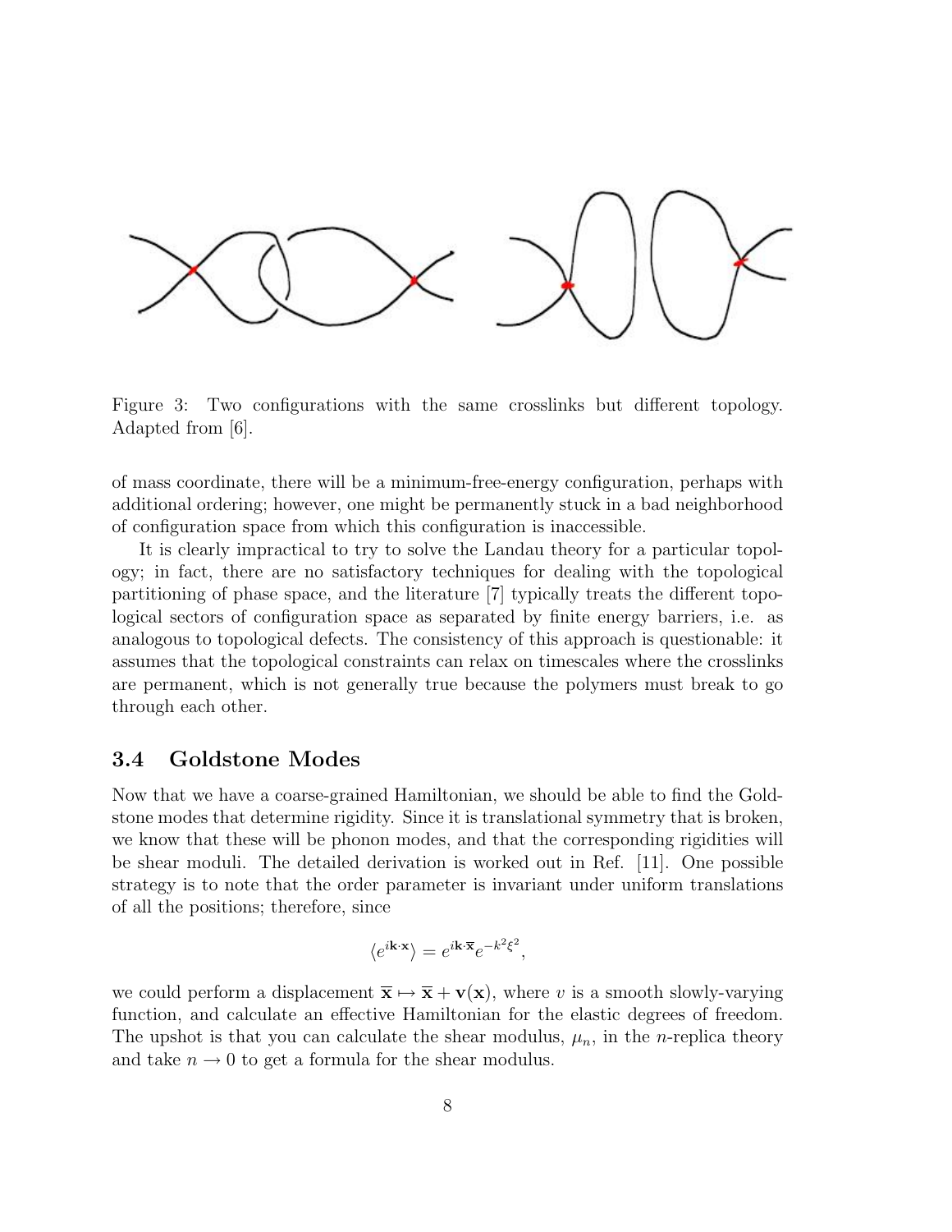Figure 3: Two configurations with the same crosslinks but different topology. Adapted from [6].

of mass coordinate, there will be a minimum-free-energy configuration, perhaps with additional ordering; however, one might be permanently stuck in a bad neighborhood of configuration space from which this configuration is inaccessible.

It is clearly impractical to try to solve the Landau theory for a particular topology; in fact, there are no satisfactory techniques for dealing with the topological partitioning of phase space, and the literature [7] typically treats the different topological sectors of configuration space as separated by finite energy barriers, i.e. as analogous to topological defects. The consistency of this approach is questionable: it assumes that the topological constraints can relax on timescales where the crosslinks are permanent, which is not generally true because the polymers must break to go through each other.

### 3.4 Goldstone Modes

Now that we have a coarse-grained Hamiltonian, we should be able to find the Goldstone modes that determine rigidity. Since it is translational symmetry that is broken, we know that these will be phonon modes, and that the corresponding rigidities will be shear moduli. The detailed derivation is worked out in Ref. [11]. One possible strategy is to note that the order parameter is invariant under uniform translations of all the positions; therefore, since

$$\langle e^{i\mathbf{k}\cdot\mathbf{x}} \rangle = e^{i\mathbf{k}\cdot\overline{\mathbf{x}}} e^{-k^2\xi^2},$$

we could perform a displacement $\overline{\mathbf{x}} \mapsto \overline{\mathbf{x}} + \mathbf{v}(\mathbf{x})$, where $v$ is a smooth slowly-varying function, and calculate an effective Hamiltonian for the elastic degrees of freedom. The upshot is that you can calculate the shear modulus, $\mu_n$, in the $n$-replica theory and take $n \to 0$ to get a formula for the shear modulus.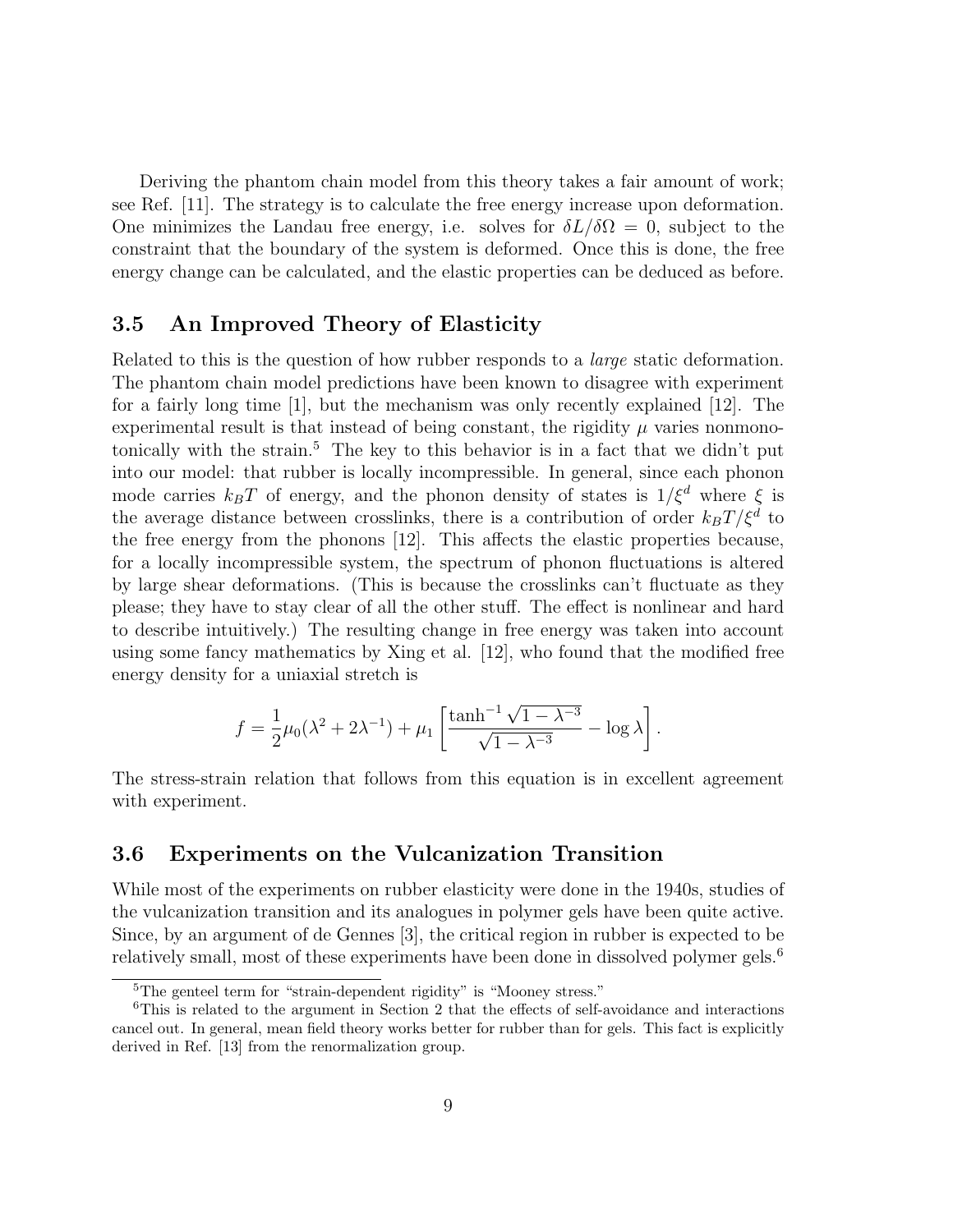Deriving the phantom chain model from this theory takes a fair amount of work; see Ref. [11]. The strategy is to calculate the free energy increase upon deformation. One minimizes the Landau free energy, i.e. solves for $\delta L/\delta\Omega = 0$, subject to the constraint that the boundary of the system is deformed. Once this is done, the free energy change can be calculated, and the elastic properties can be deduced as before.

### 3.5 An Improved Theory of Elasticity

Related to this is the question of how rubber responds to a *large* static deformation. The phantom chain model predictions have been known to disagree with experiment for a fairly long time [1], but the mechanism was only recently explained [12]. The experimental result is that instead of being constant, the rigidity $\mu$ varies nonmonotonically with the strain.[5] The key to this behavior is in a fact that we didn't put into our model: that rubber is locally incompressible. In general, since each phonon mode carries $k_B T$ of energy, and the phonon density of states is $1/\xi^d$ where $\xi$ is the average distance between crosslinks, there is a contribution of order $k_B T/\xi^d$ to the free energy from the phonons [12]. This affects the elastic properties because, for a locally incompressible system, the spectrum of phonon fluctuations is altered by large shear deformations. (This is because the crosslinks can't fluctuate as they please; they have to stay clear of all the other stuff. The effect is nonlinear and hard to describe intuitively.) The resulting change in free energy was taken into account using some fancy mathematics by Xing et al. [12], who found that the modified free energy density for a uniaxial stretch is

$$f = \frac{1}{2}\mu_0(\lambda^2 + 2\lambda^{-1}) + \mu_1 \left[ \frac{\tanh^{-1}\sqrt{1-\lambda^{-3}}}{\sqrt{1-\lambda^{-3}}} - \log \lambda \right].$$

The stress-strain relation that follows from this equation is in excellent agreement with experiment.

### 3.6 Experiments on the Vulcanization Transition

While most of the experiments on rubber elasticity were done in the 1940s, studies of the vulcanization transition and its analogues in polymer gels have been quite active. Since, by an argument of de Gennes [3], the critical region in rubber is expected to be relatively small, most of these experiments have been done in dissolved polymer gels.[6]

[5] The genteel term for "strain-dependent rigidity" is "Mooney stress."

[6] This is related to the argument in Section 2 that the effects of self-avoidance and interactions cancel out. In general, mean field theory works better for rubber than for gels. This fact is explicitly derived in Ref. [13] from the renormalization group.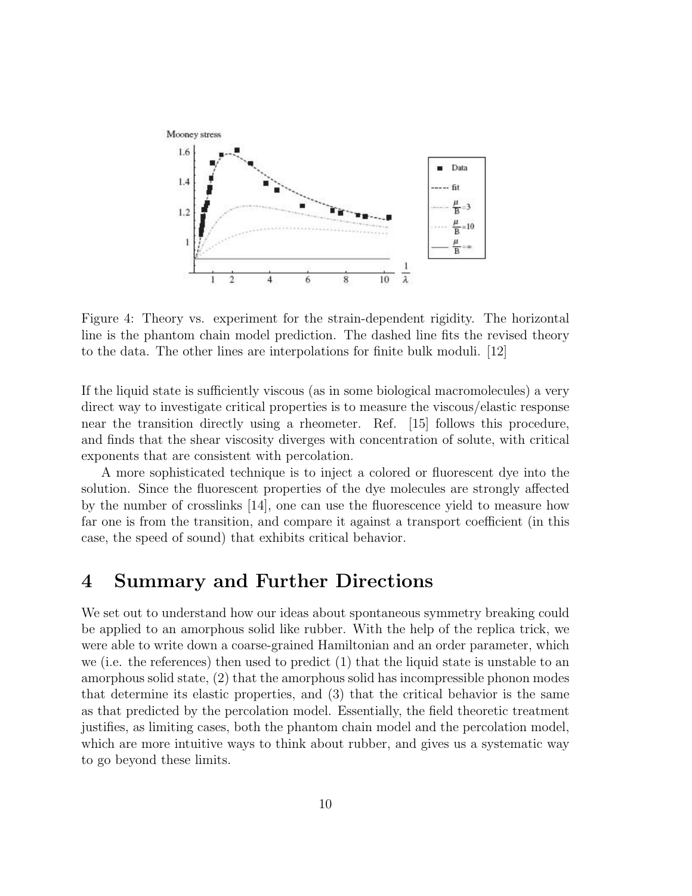Figure 4: Theory vs. experiment for the strain-dependent rigidity. The horizontal line is the phantom chain model prediction. The dashed line fits the revised theory to the data. The other lines are interpolations for finite bulk moduli. [12]

If the liquid state is sufficiently viscous (as in some biological macromolecules) a very direct way to investigate critical properties is to measure the viscous/elastic response near the transition directly using a rheometer. Ref. [15] follows this procedure, and finds that the shear viscosity diverges with concentration of solute, with critical exponents that are consistent with percolation.

A more sophisticated technique is to inject a colored or fluorescent dye into the solution. Since the fluorescent properties of the dye molecules are strongly affected by the number of crosslinks [14], one can use the fluorescence yield to measure how far one is from the transition, and compare it against a transport coefficient (in this case, the speed of sound) that exhibits critical behavior.

# 4 Summary and Further Directions

We set out to understand how our ideas about spontaneous symmetry breaking could be applied to an amorphous solid like rubber. With the help of the replica trick, we were able to write down a coarse-grained Hamiltonian and an order parameter, which we (i.e. the references) then used to predict (1) that the liquid state is unstable to an amorphous solid state, (2) that the amorphous solid has incompressible phonon modes that determine its elastic properties, and (3) that the critical behavior is the same as that predicted by the percolation model. Essentially, the field theoretic treatment justifies, as limiting cases, both the phantom chain model and the percolation model, which are more intuitive ways to think about rubber, and gives us a systematic way to go beyond these limits.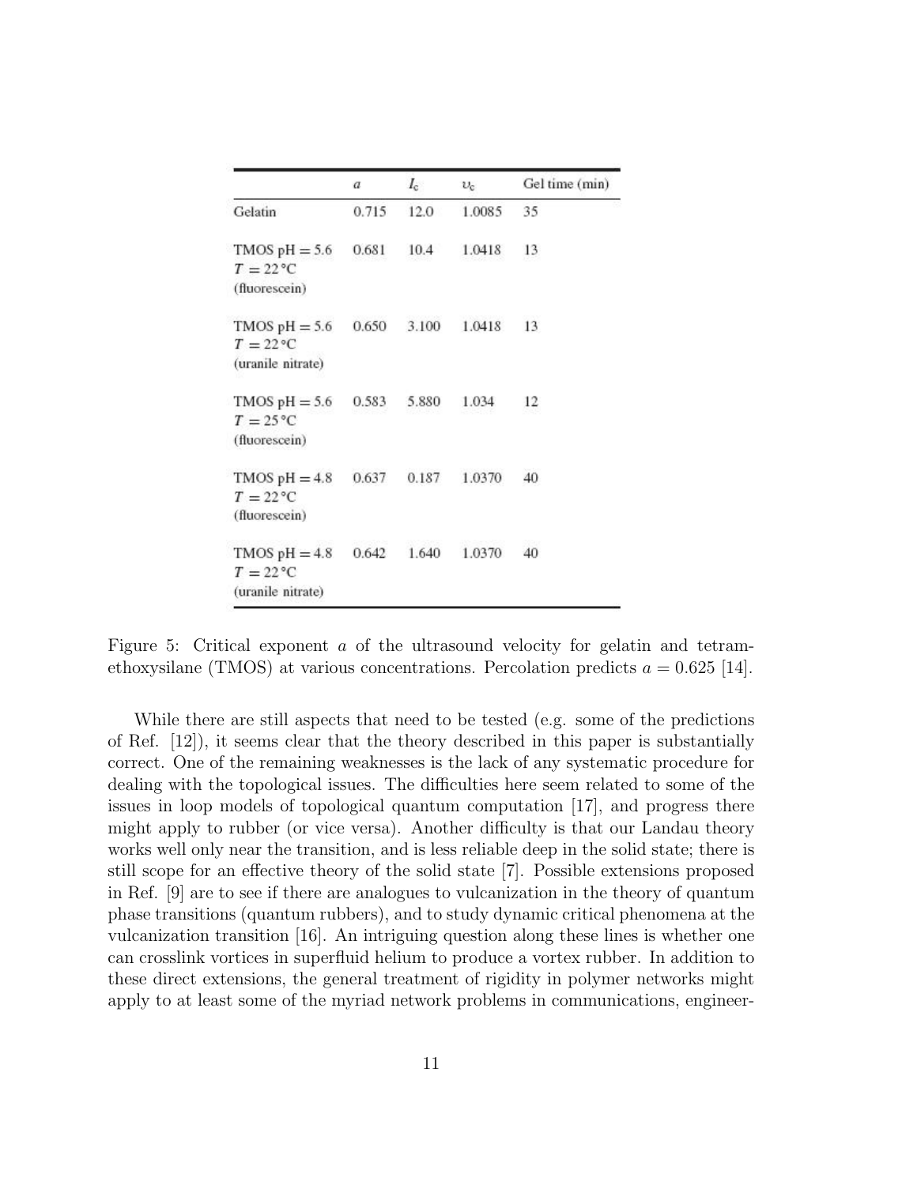| | $a$ | $I_c$ | $v_c$ | Gel time (min) |
|---|---|---|---|---|
| Gelatin | 0.715 | 12.0 | 1.0085 | 35 |
| TMOS pH = 5.6 $T = 22\,^{\circ}C$ (fluorescein) | 0.681 | 10.4 | 1.0418 | 13 |
| TMOS pH = 5.6 $T = 22\,^{\circ}C$ (uranile nitrate) | 0.650 | 3.100 | 1.0418 | 13 |
| TMOS pH = 5.6 $T = 25\,^{\circ}C$ (fluorescein) | 0.583 | 5.880 | 1.034 | 12 |
| TMOS pH = 4.8 $T = 22\,^{\circ}C$ (fluorescein) | 0.637 | 0.187 | 1.0370 | 40 |
| TMOS pH = 4.8 $T = 22\,^{\circ}C$ (uranile nitrate) | 0.642 | 1.640 | 1.0370 | 40 |

Figure 5: Critical exponent $a$ of the ultrasound velocity for gelatin and tetramethoxysilane (TMOS) at various concentrations. Percolation predicts $a = 0.625$ [14].

While there are still aspects that need to be tested (e.g. some of the predictions of Ref. [12]), it seems clear that the theory described in this paper is substantially correct. One of the remaining weaknesses is the lack of any systematic procedure for dealing with the topological issues. The difficulties here seem related to some of the issues in loop models of topological quantum computation [17], and progress there might apply to rubber (or vice versa). Another difficulty is that our Landau theory works well only near the transition, and is less reliable deep in the solid state; there is still scope for an effective theory of the solid state [7]. Possible extensions proposed in Ref. [9] are to see if there are analogues to vulcanization in the theory of quantum phase transitions (quantum rubbers), and to study dynamic critical phenomena at the vulcanization transition [16]. An intriguing question along these lines is whether one can crosslink vortices in superfluid helium to produce a vortex rubber. In addition to these direct extensions, the general treatment of rigidity in polymer networks might apply to at least some of the myriad network problems in communications, engineer-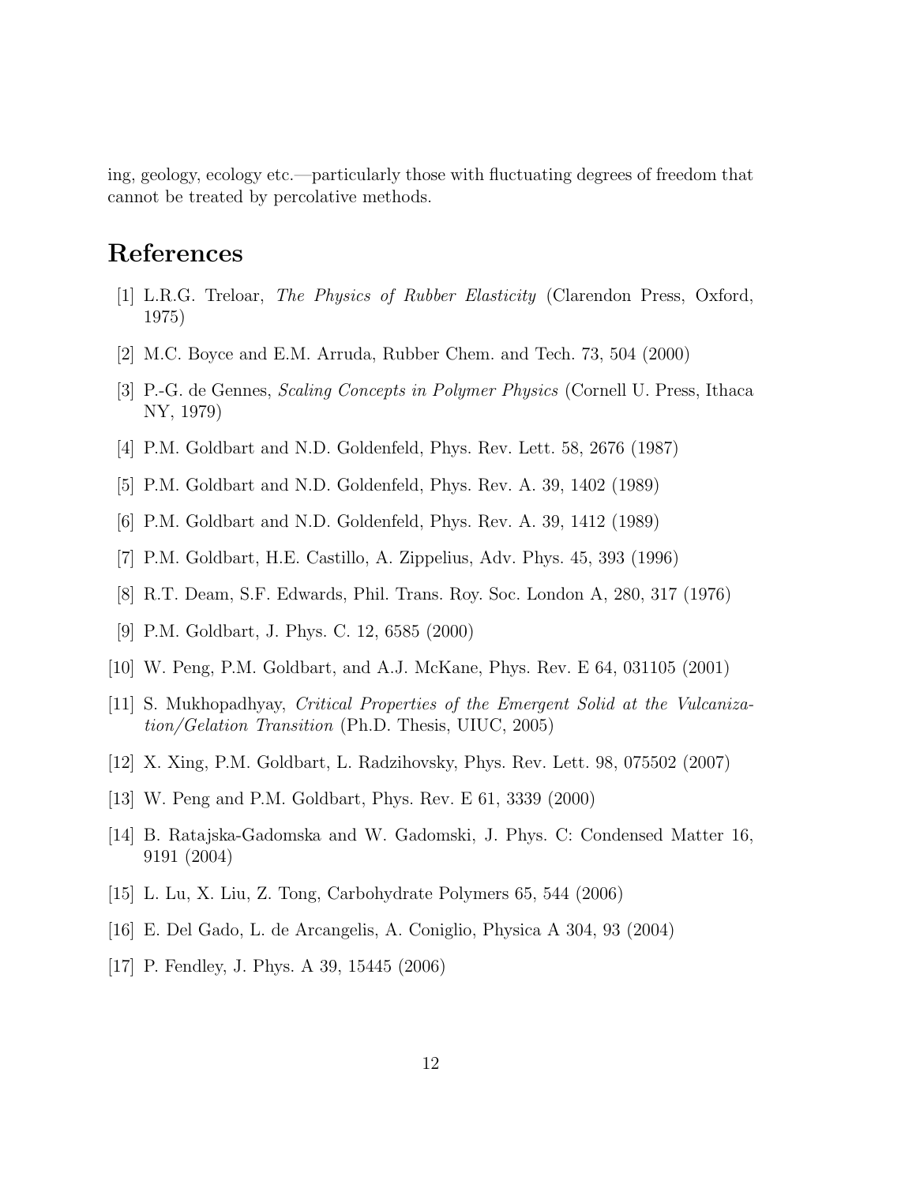ing, geology, ecology etc.—particularly those with fluctuating degrees of freedom that cannot be treated by percolative methods.

## References

[1] L.R.G. Treloar, *The Physics of Rubber Elasticity* (Clarendon Press, Oxford, 1975)

[2] M.C. Boyce and E.M. Arruda, Rubber Chem. and Tech. 73, 504 (2000)

[3] P.-G. de Gennes, *Scaling Concepts in Polymer Physics* (Cornell U. Press, Ithaca NY, 1979)

[4] P.M. Goldbart and N.D. Goldenfeld, Phys. Rev. Lett. 58, 2676 (1987)

[5] P.M. Goldbart and N.D. Goldenfeld, Phys. Rev. A. 39, 1402 (1989)

[6] P.M. Goldbart and N.D. Goldenfeld, Phys. Rev. A. 39, 1412 (1989)

[7] P.M. Goldbart, H.E. Castillo, A. Zippelius, Adv. Phys. 45, 393 (1996)

[8] R.T. Deam, S.F. Edwards, Phil. Trans. Roy. Soc. London A, 280, 317 (1976)

[9] P.M. Goldbart, J. Phys. C. 12, 6585 (2000)

[10] W. Peng, P.M. Goldbart, and A.J. McKane, Phys. Rev. E 64, 031105 (2001)

[11] S. Mukhopadhyay, *Critical Properties of the Emergent Solid at the Vulcanization/Gelation Transition* (Ph.D. Thesis, UIUC, 2005)

[12] X. Xing, P.M. Goldbart, L. Radzihovsky, Phys. Rev. Lett. 98, 075502 (2007)

[13] W. Peng and P.M. Goldbart, Phys. Rev. E 61, 3339 (2000)

[14] B. Ratajska-Gadomska and W. Gadomski, J. Phys. C: Condensed Matter 16, 9191 (2004)

[15] L. Lu, X. Liu, Z. Tong, Carbohydrate Polymers 65, 544 (2006)

[16] E. Del Gado, L. de Arcangelis, A. Coniglio, Physica A 304, 93 (2004)

[17] P. Fendley, J. Phys. A 39, 15445 (2006)